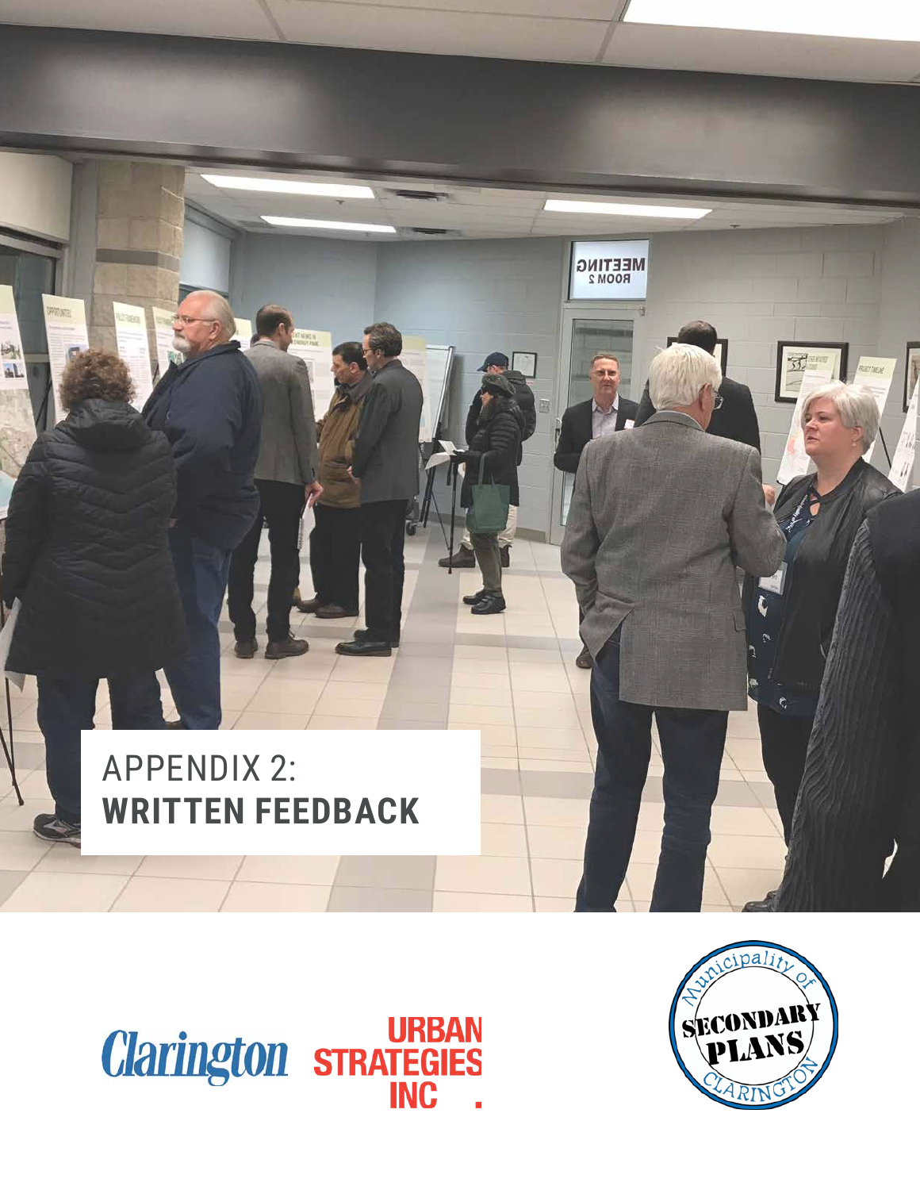# APPENDIX 2: WRITTEN FEEDBACK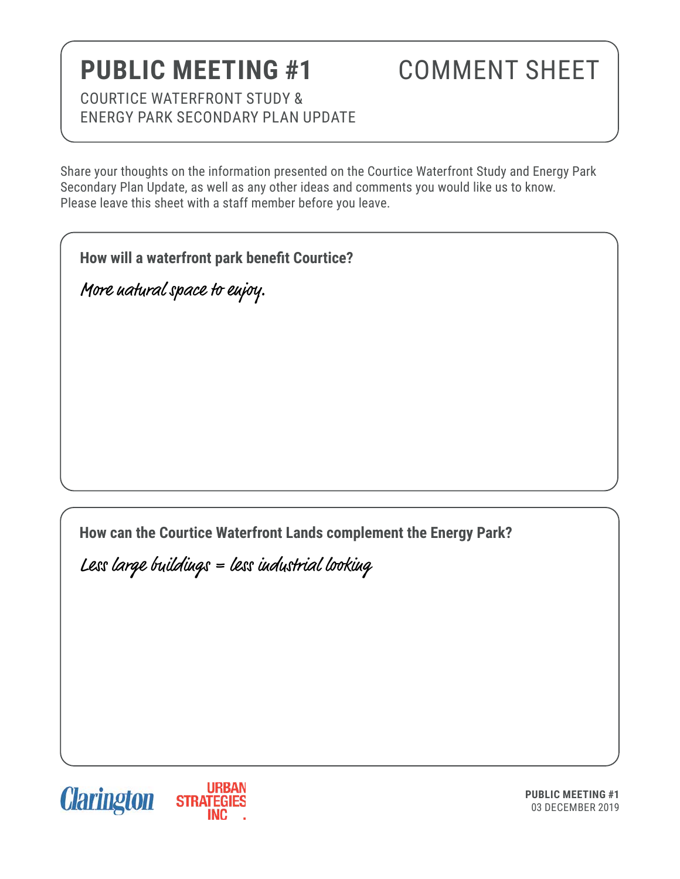# PUBLIC MEETING #1 COMMENT SHEET

COURTICE WATERFRONT STUDY &
ENERGY PARK SECONDARY PLAN UPDATE

Share your thoughts on the information presented on the Courtice Waterfront Study and Energy Park Secondary Plan Update, as well as any other ideas and comments you would like us to know. Please leave this sheet with a staff member before you leave.

**How will a waterfront park benefit Courtice?**

More natural space to enjoy.

**How can the Courtice Waterfront Lands complement the Energy Park?**

Less large buildings = less industrial looking

Clarington URBAN STRATEGIES INC.

**PUBLIC MEETING #1**
03 DECEMBER 2019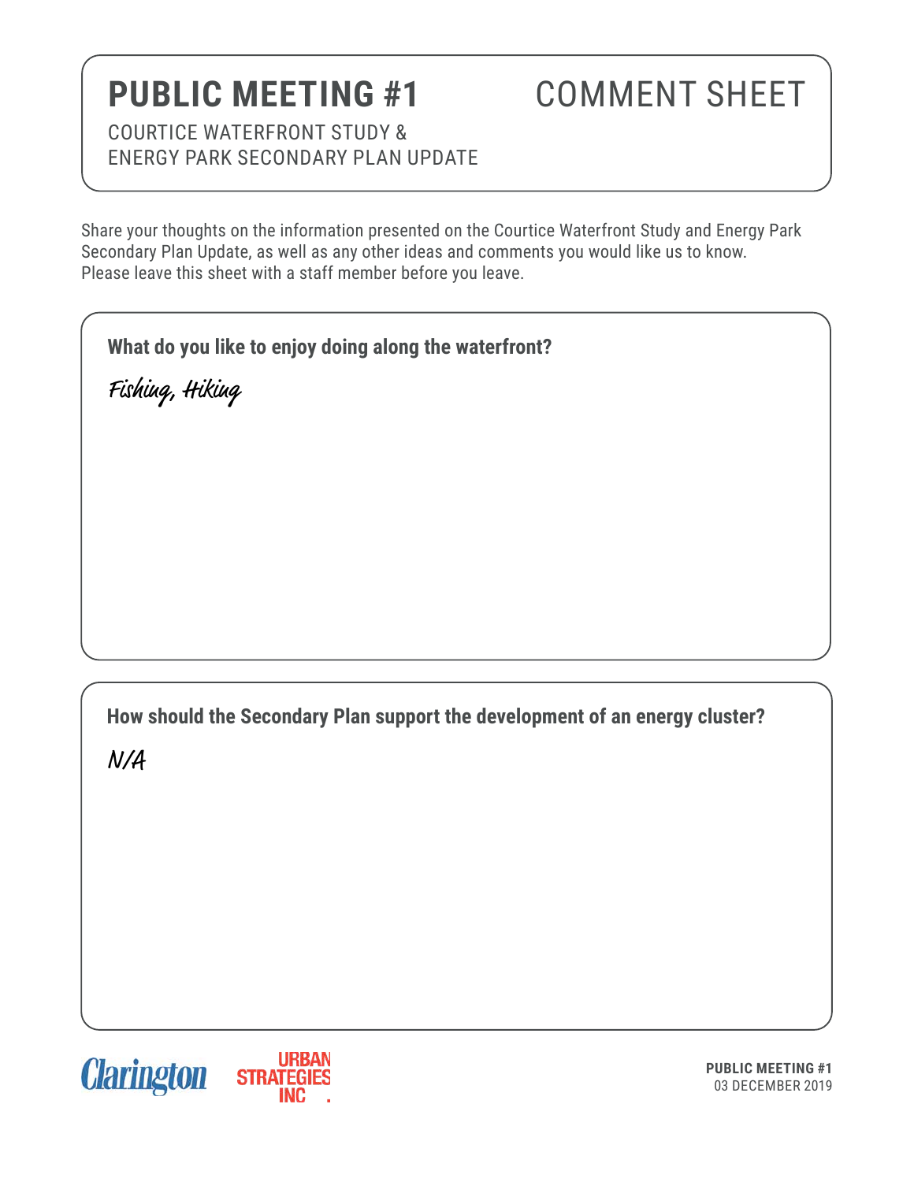# PUBLIC MEETING #1 COMMENT SHEET

COURTICE WATERFRONT STUDY &
ENERGY PARK SECONDARY PLAN UPDATE

Share your thoughts on the information presented on the Courtice Waterfront Study and Energy Park Secondary Plan Update, as well as any other ideas and comments you would like us to know.
Please leave this sheet with a staff member before you leave.

**What do you like to enjoy doing along the waterfront?**

Fishing, Hiking

**How should the Secondary Plan support the development of an energy cluster?**

N/A

Clarington URBAN STRATEGIES INC.

**PUBLIC MEETING #1**
03 DECEMBER 2019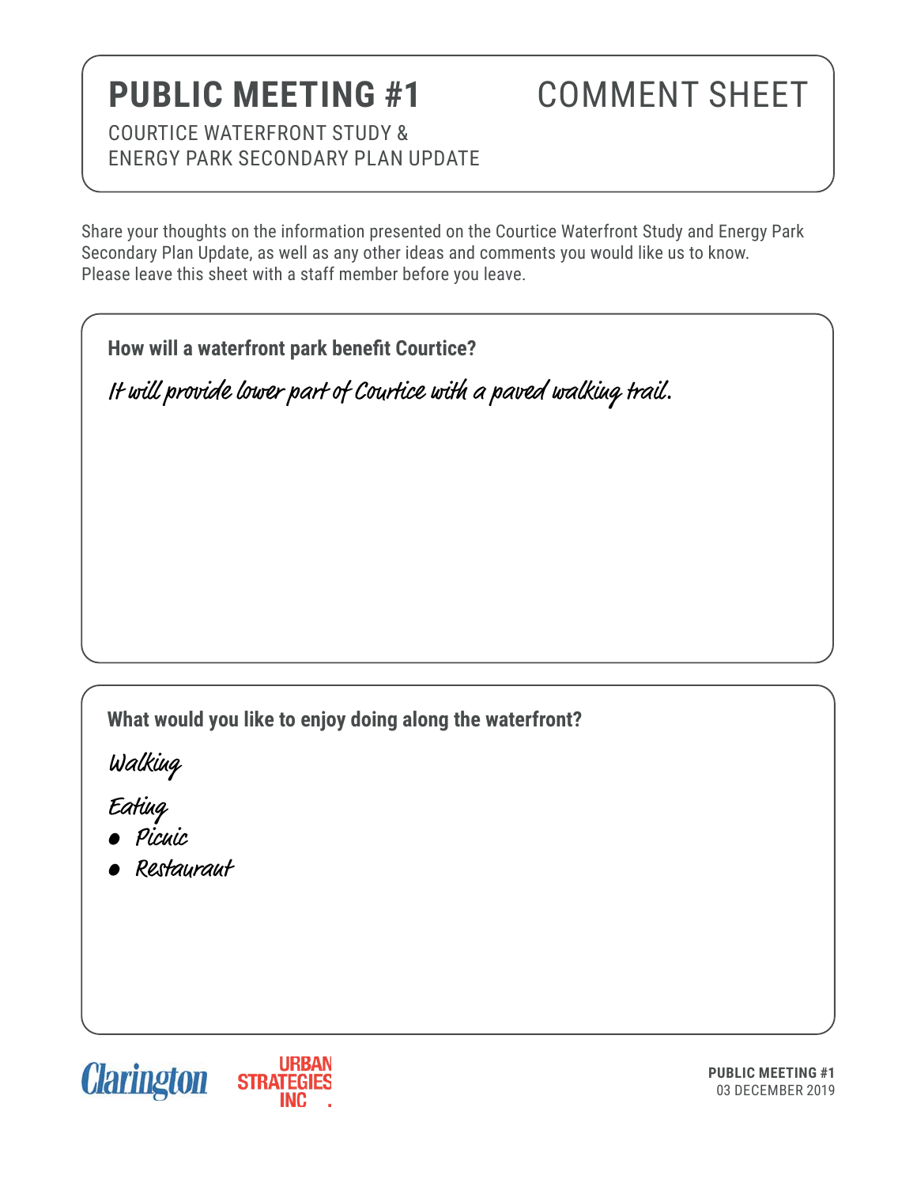# PUBLIC MEETING #1 COMMENT SHEET

COURTICE WATERFRONT STUDY &
ENERGY PARK SECONDARY PLAN UPDATE

Share your thoughts on the information presented on the Courtice Waterfront Study and Energy Park Secondary Plan Update, as well as any other ideas and comments you would like us to know.
Please leave this sheet with a staff member before you leave.

**How will a waterfront park benefit Courtice?**

It will provide lower part of Courtice with a paved walking trail.

**What would you like to enjoy doing along the waterfront?**

Walking

Eating

- Picnic
- Restaurant

Clarington URBAN STRATEGIES INC.

**PUBLIC MEETING #1**
03 DECEMBER 2019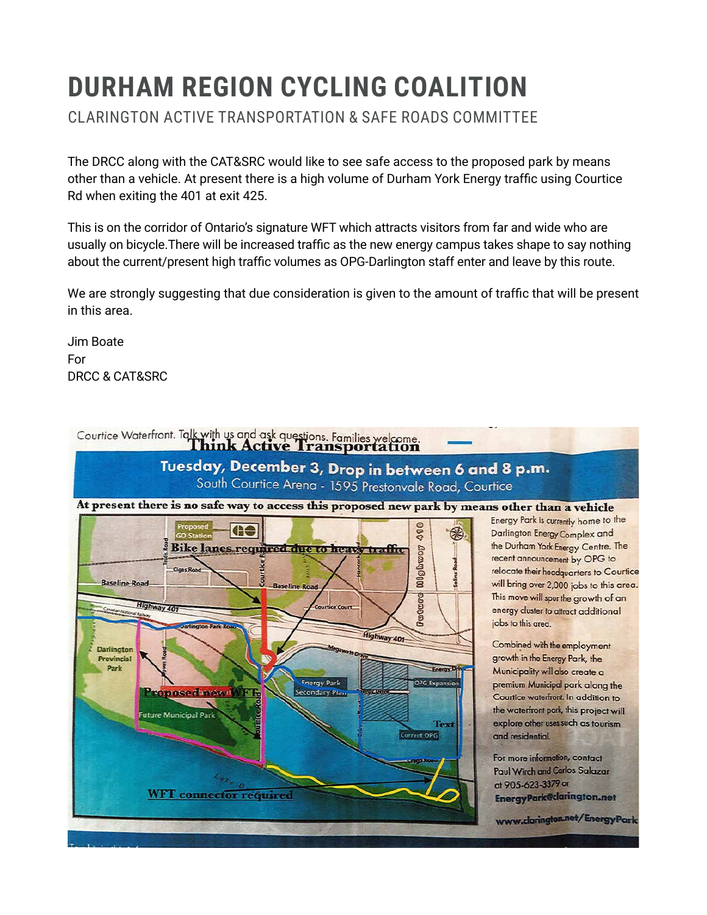# DURHAM REGION CYCLING COALITION

CLARINGTON ACTIVE TRANSPORTATION & SAFE ROADS COMMITTEE

The DRCC along with the CAT&SRC would like to see safe access to the proposed park by means other than a vehicle. At present there is a high volume of Durham York Energy traffic using Courtice Rd when exiting the 401 at exit 425.

This is on the corridor of Ontario's signature WFT which attracts visitors from far and wide who are usually on bicycle.There will be increased traffic as the new energy campus takes shape to say nothing about the current/present high traffic volumes as OPG-Darlington staff enter and leave by this route.

We are strongly suggesting that due consideration is given to the amount of traffic that will be present in this area.

Jim Boate
For
DRCC & CAT&SRC

Courtice Waterfront. Talk with us and ask questions. Families welcome.

**Think Active Transportation**

**Tuesday, December 3, Drop in between 6 and 8 p.m.**
South Courtice Arena - 1595 Prestonvale Road, Courtice

**At present there is no safe way to access this proposed new park by means other than a vehicle**

Energy Park is currently home to the Darlington Energy Complex and the Durham York Energy Centre. The recent announcement by OPG to relocate their headquarters to Courtice will bring over 2,000 jobs to this area. This move will spur the growth of an energy cluster to attract additional jobs to this area.

Combined with the employment growth in the Energy Park, the Municipality will also create a premium Municipal park along the Courtice waterfront. In addition to the waterfront park, this project will explore other uses such as tourism and residential.

For more information, contact Paul Wirch and Carlos Salazar at 905-623-3379 or **EnergyPark@clarington.net**

**www.clarington.net/EnergyPark**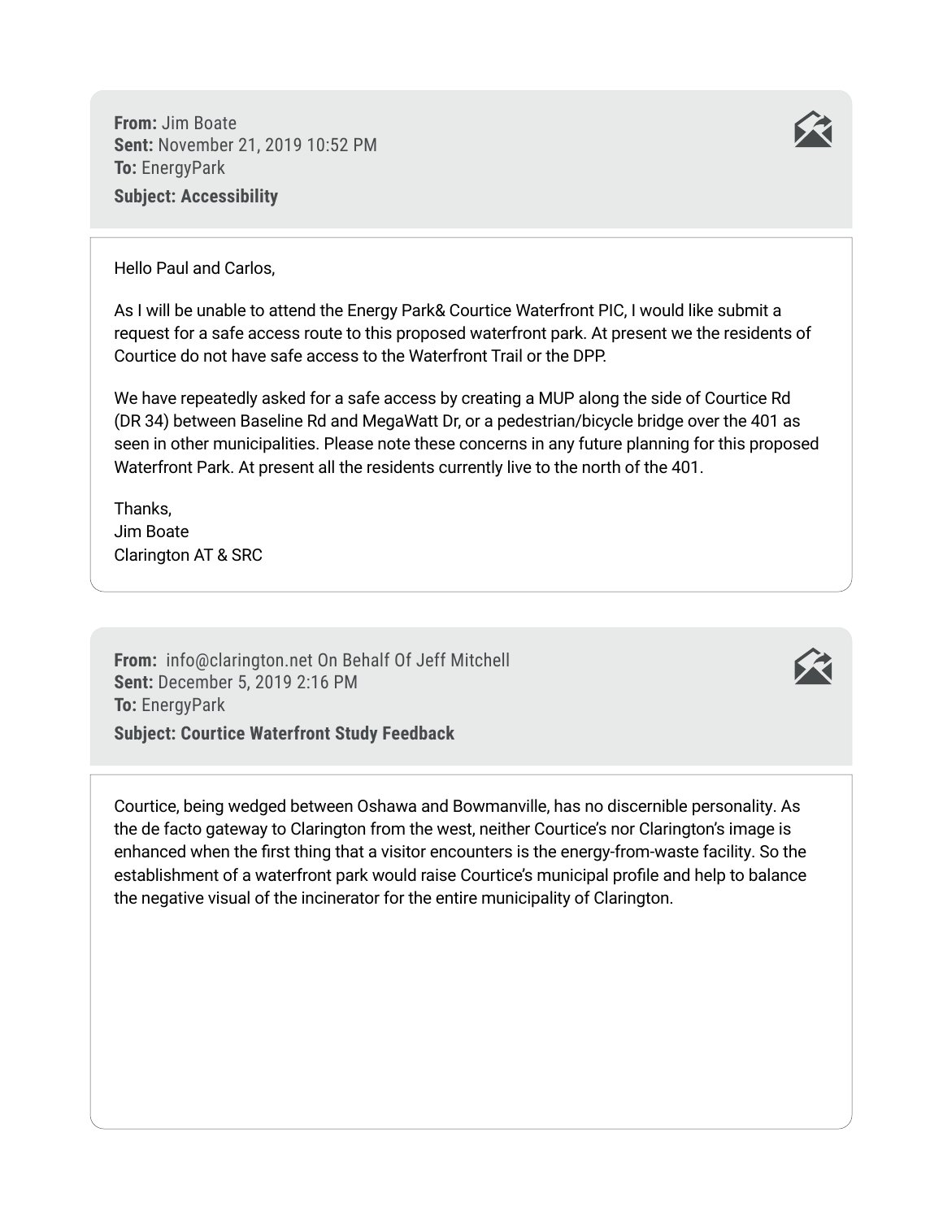**From:** Jim Boate
**Sent:** November 21, 2019 10:52 PM
**To:** EnergyPark
**Subject: Accessibility**

Hello Paul and Carlos,

As I will be unable to attend the Energy Park& Courtice Waterfront PIC, I would like submit a request for a safe access route to this proposed waterfront park. At present we the residents of Courtice do not have safe access to the Waterfront Trail or the DPP.

We have repeatedly asked for a safe access by creating a MUP along the side of Courtice Rd (DR 34) between Baseline Rd and MegaWatt Dr, or a pedestrian/bicycle bridge over the 401 as seen in other municipalities. Please note these concerns in any future planning for this proposed Waterfront Park. At present all the residents currently live to the north of the 401.

Thanks,
Jim Boate
Clarington AT & SRC

**From:** info@clarington.net On Behalf Of Jeff Mitchell
**Sent:** December 5, 2019 2:16 PM
**To:** EnergyPark
**Subject: Courtice Waterfront Study Feedback**

Courtice, being wedged between Oshawa and Bowmanville, has no discernible personality. As the de facto gateway to Clarington from the west, neither Courtice's nor Clarington's image is enhanced when the first thing that a visitor encounters is the energy-from-waste facility. So the establishment of a waterfront park would raise Courtice's municipal profile and help to balance the negative visual of the incinerator for the entire municipality of Clarington.